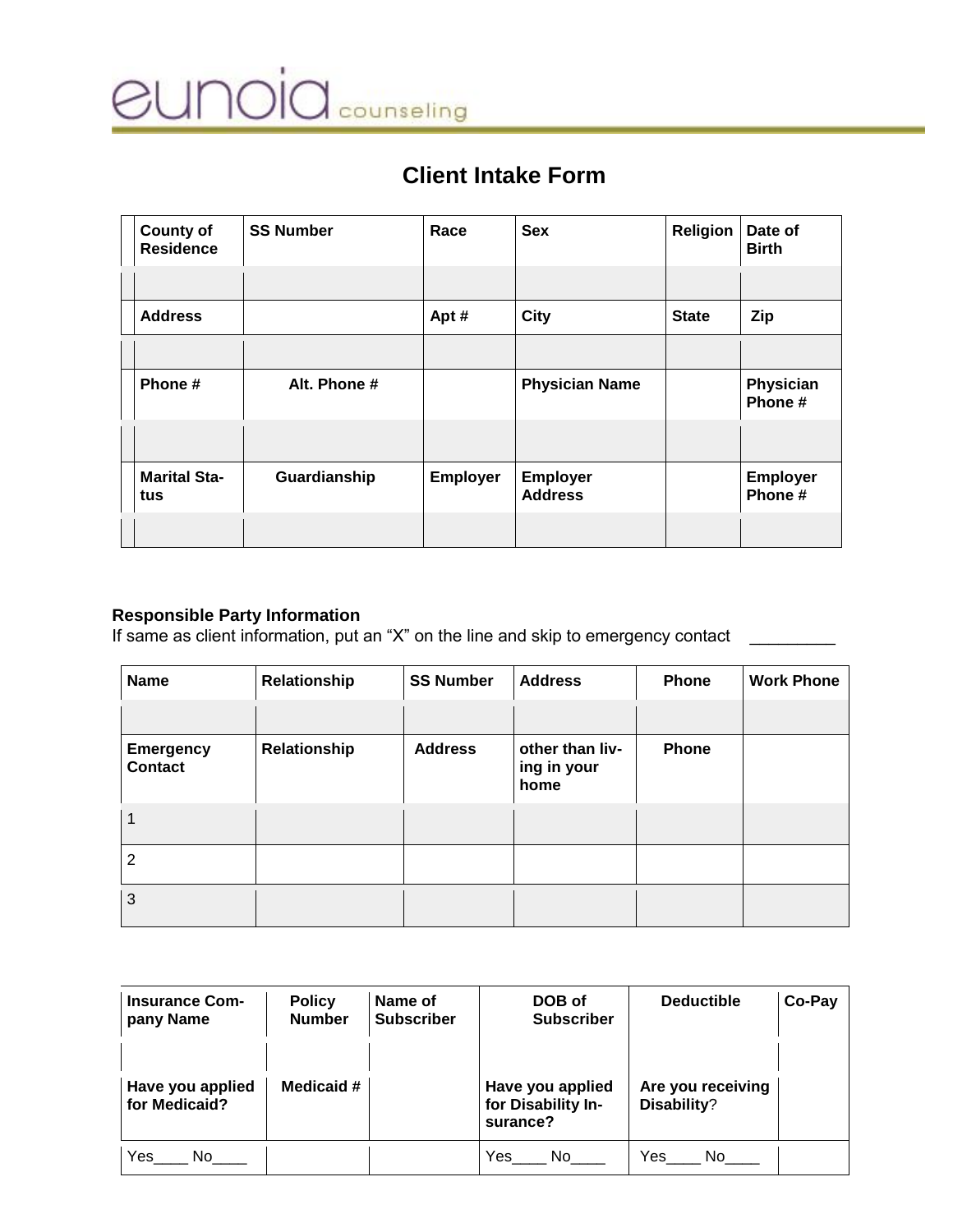eunoia counseling

# Client Intake Form

| County of Residence | SS Number | Race | Sex | Religion | Date of Birth |
|---|---|---|---|---|---|
| | | | | | |
| Address | | Apt # | City | State | Zip |
| | | | | | |
| Phone # | Alt. Phone # | | Physician Name | | Physician Phone # |
| | | | | | |
| Marital Status | Guardianship | Employer | Employer Address | | Employer Phone # |
| | | | | | |

**Responsible Party Information**

If same as client information, put an "X" on the line and skip to emergency contact _________

| Name | Relationship | SS Number | Address | Phone | Work Phone |
|---|---|---|---|---|---|
| | | | | | |
| **Emergency Contact** | **Relationship** | **Address** | **other than living in your home** | **Phone** | |
| 1 | | | | | |
| 2 | | | | | |
| 3 | | | | | |

| Insurance Company Name | Policy Number | Name of Subscriber | DOB of Subscriber | Deductible | Co-Pay |
|---|---|---|---|---|---|
| | | | | | |
| **Have you applied for Medicaid?** | **Medicaid #** | | **Have you applied for Disability Insurance?** | **Are you receiving Disability?** | |
| Yes____ No____ | | | Yes____ No____ | Yes____ No____ | |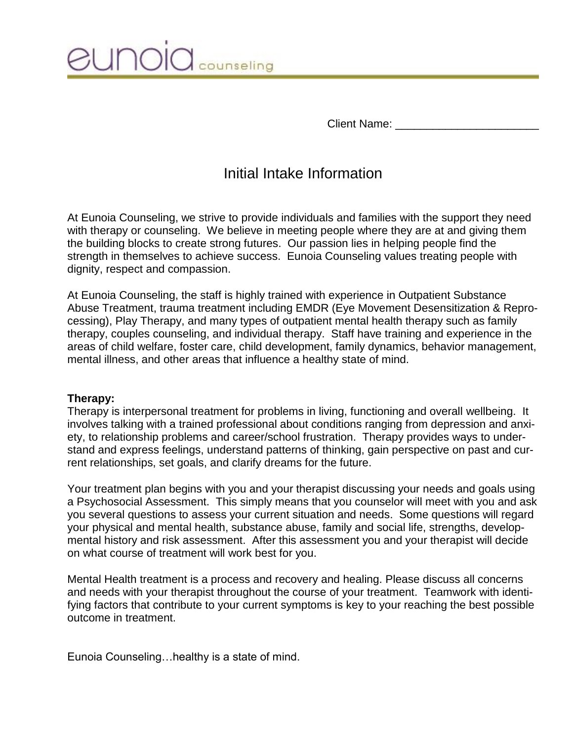eunoia counseling

Client Name: _______________________

# Initial Intake Information

At Eunoia Counseling, we strive to provide individuals and families with the support they need with therapy or counseling. We believe in meeting people where they are at and giving them the building blocks to create strong futures. Our passion lies in helping people find the strength in themselves to achieve success. Eunoia Counseling values treating people with dignity, respect and compassion.

At Eunoia Counseling, the staff is highly trained with experience in Outpatient Substance Abuse Treatment, trauma treatment including EMDR (Eye Movement Desensitization & Reprocessing), Play Therapy, and many types of outpatient mental health therapy such as family therapy, couples counseling, and individual therapy. Staff have training and experience in the areas of child welfare, foster care, child development, family dynamics, behavior management, mental illness, and other areas that influence a healthy state of mind.

**Therapy:**
Therapy is interpersonal treatment for problems in living, functioning and overall wellbeing. It involves talking with a trained professional about conditions ranging from depression and anxiety, to relationship problems and career/school frustration. Therapy provides ways to understand and express feelings, understand patterns of thinking, gain perspective on past and current relationships, set goals, and clarify dreams for the future.

Your treatment plan begins with you and your therapist discussing your needs and goals using a Psychosocial Assessment. This simply means that you counselor will meet with you and ask you several questions to assess your current situation and needs. Some questions will regard your physical and mental health, substance abuse, family and social life, strengths, developmental history and risk assessment. After this assessment you and your therapist will decide on what course of treatment will work best for you.

Mental Health treatment is a process and recovery and healing. Please discuss all concerns and needs with your therapist throughout the course of your treatment. Teamwork with identifying factors that contribute to your current symptoms is key to your reaching the best possible outcome in treatment.

Eunoia Counseling…healthy is a state of mind.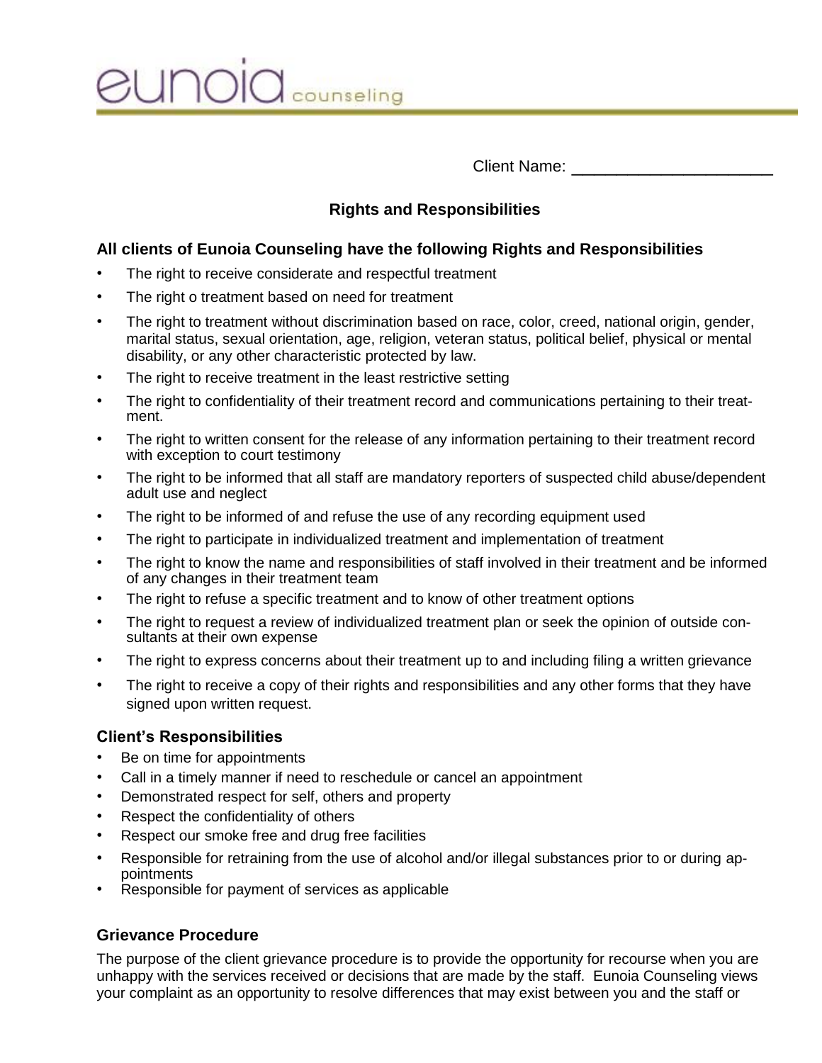Client Name: ______________________

## Rights and Responsibilities

### All clients of Eunoia Counseling have the following Rights and Responsibilities

- The right to receive considerate and respectful treatment
- The right o treatment based on need for treatment
- The right to treatment without discrimination based on race, color, creed, national origin, gender, marital status, sexual orientation, age, religion, veteran status, political belief, physical or mental disability, or any other characteristic protected by law.
- The right to receive treatment in the least restrictive setting
- The right to confidentiality of their treatment record and communications pertaining to their treatment.
- The right to written consent for the release of any information pertaining to their treatment record with exception to court testimony
- The right to be informed that all staff are mandatory reporters of suspected child abuse/dependent adult use and neglect
- The right to be informed of and refuse the use of any recording equipment used
- The right to participate in individualized treatment and implementation of treatment
- The right to know the name and responsibilities of staff involved in their treatment and be informed of any changes in their treatment team
- The right to refuse a specific treatment and to know of other treatment options
- The right to request a review of individualized treatment plan or seek the opinion of outside consultants at their own expense
- The right to express concerns about their treatment up to and including filing a written grievance
- The right to receive a copy of their rights and responsibilities and any other forms that they have signed upon written request.

### Client's Responsibilities

- Be on time for appointments
- Call in a timely manner if need to reschedule or cancel an appointment
- Demonstrated respect for self, others and property
- Respect the confidentiality of others
- Respect our smoke free and drug free facilities
- Responsible for retraining from the use of alcohol and/or illegal substances prior to or during appointments
- Responsible for payment of services as applicable

### Grievance Procedure

The purpose of the client grievance procedure is to provide the opportunity for recourse when you are unhappy with the services received or decisions that are made by the staff. Eunoia Counseling views your complaint as an opportunity to resolve differences that may exist between you and the staff or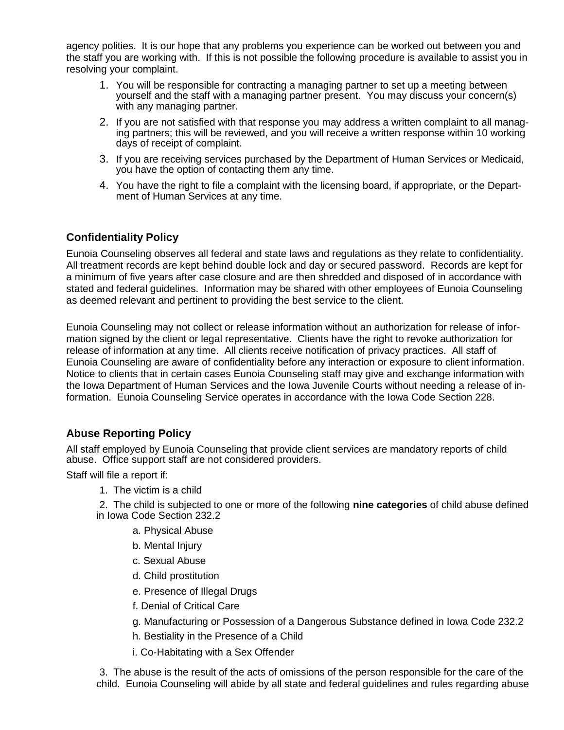agency polities. It is our hope that any problems you experience can be worked out between you and the staff you are working with. If this is not possible the following procedure is available to assist you in resolving your complaint.

1. You will be responsible for contracting a managing partner to set up a meeting between yourself and the staff with a managing partner present. You may discuss your concern(s) with any managing partner.
2. If you are not satisfied with that response you may address a written complaint to all managing partners; this will be reviewed, and you will receive a written response within 10 working days of receipt of complaint.
3. If you are receiving services purchased by the Department of Human Services or Medicaid, you have the option of contacting them any time.
4. You have the right to file a complaint with the licensing board, if appropriate, or the Department of Human Services at any time.

## Confidentiality Policy

Eunoia Counseling observes all federal and state laws and regulations as they relate to confidentiality. All treatment records are kept behind double lock and day or secured password. Records are kept for a minimum of five years after case closure and are then shredded and disposed of in accordance with stated and federal guidelines. Information may be shared with other employees of Eunoia Counseling as deemed relevant and pertinent to providing the best service to the client.

Eunoia Counseling may not collect or release information without an authorization for release of information signed by the client or legal representative. Clients have the right to revoke authorization for release of information at any time. All clients receive notification of privacy practices. All staff of Eunoia Counseling are aware of confidentiality before any interaction or exposure to client information. Notice to clients that in certain cases Eunoia Counseling staff may give and exchange information with the Iowa Department of Human Services and the Iowa Juvenile Courts without needing a release of information. Eunoia Counseling Service operates in accordance with the Iowa Code Section 228.

## Abuse Reporting Policy

All staff employed by Eunoia Counseling that provide client services are mandatory reports of child abuse. Office support staff are not considered providers.

Staff will file a report if:

1. The victim is a child
2. The child is subjected to one or more of the following **nine categories** of child abuse defined in Iowa Code Section 232.2
    a. Physical Abuse
    b. Mental Injury
    c. Sexual Abuse
    d. Child prostitution
    e. Presence of Illegal Drugs
    f. Denial of Critical Care
    g. Manufacturing or Possession of a Dangerous Substance defined in Iowa Code 232.2
    h. Bestiality in the Presence of a Child
    i. Co-Habitating with a Sex Offender
3. The abuse is the result of the acts of omissions of the person responsible for the care of the child. Eunoia Counseling will abide by all state and federal guidelines and rules regarding abuse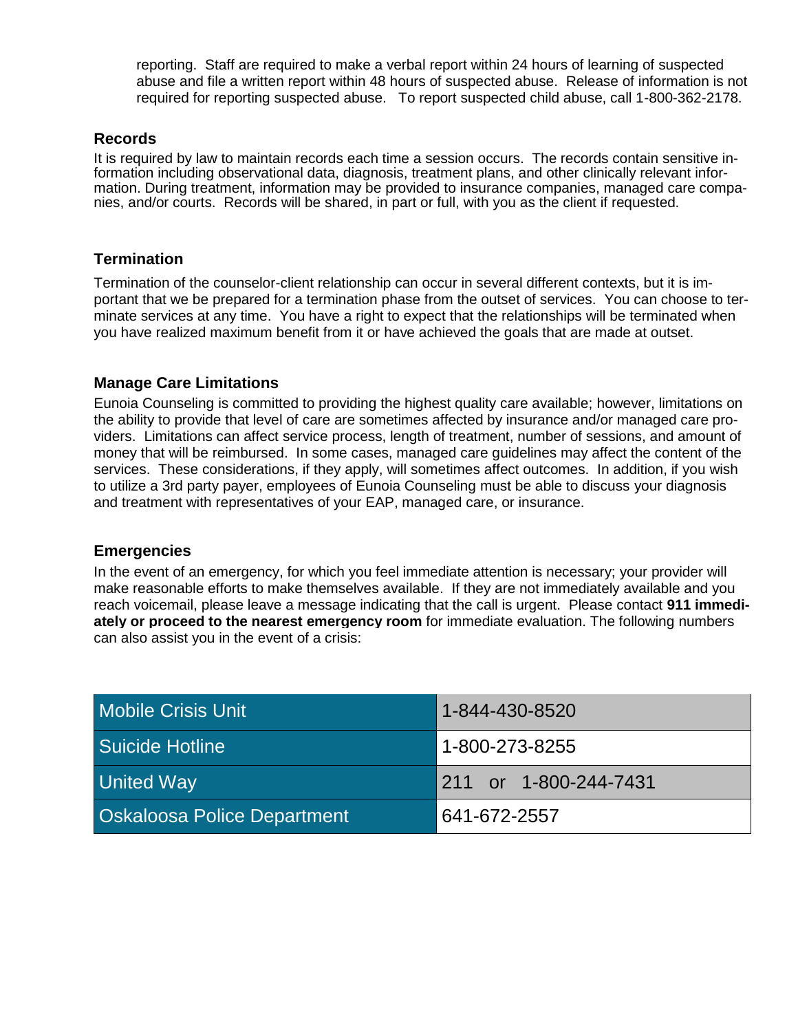reporting. Staff are required to make a verbal report within 24 hours of learning of suspected abuse and file a written report within 48 hours of suspected abuse. Release of information is not required for reporting suspected abuse. To report suspected child abuse, call 1-800-362-2178.

### Records

It is required by law to maintain records each time a session occurs. The records contain sensitive information including observational data, diagnosis, treatment plans, and other clinically relevant information. During treatment, information may be provided to insurance companies, managed care companies, and/or courts. Records will be shared, in part or full, with you as the client if requested.

### Termination

Termination of the counselor-client relationship can occur in several different contexts, but it is important that we be prepared for a termination phase from the outset of services. You can choose to terminate services at any time. You have a right to expect that the relationships will be terminated when you have realized maximum benefit from it or have achieved the goals that are made at outset.

### Manage Care Limitations

Eunoia Counseling is committed to providing the highest quality care available; however, limitations on the ability to provide that level of care are sometimes affected by insurance and/or managed care providers. Limitations can affect service process, length of treatment, number of sessions, and amount of money that will be reimbursed. In some cases, managed care guidelines may affect the content of the services. These considerations, if they apply, will sometimes affect outcomes. In addition, if you wish to utilize a 3rd party payer, employees of Eunoia Counseling must be able to discuss your diagnosis and treatment with representatives of your EAP, managed care, or insurance.

### Emergencies

In the event of an emergency, for which you feel immediate attention is necessary; your provider will make reasonable efforts to make themselves available. If they are not immediately available and you reach voicemail, please leave a message indicating that the call is urgent. Please contact **911 immediately or proceed to the nearest emergency room** for immediate evaluation. The following numbers can also assist you in the event of a crisis:

| | |
|---|---|
| Mobile Crisis Unit | 1-844-430-8520 |
| Suicide Hotline | 1-800-273-8255 |
| United Way | 211 or 1-800-244-7431 |
| Oskaloosa Police Department | 641-672-2557 |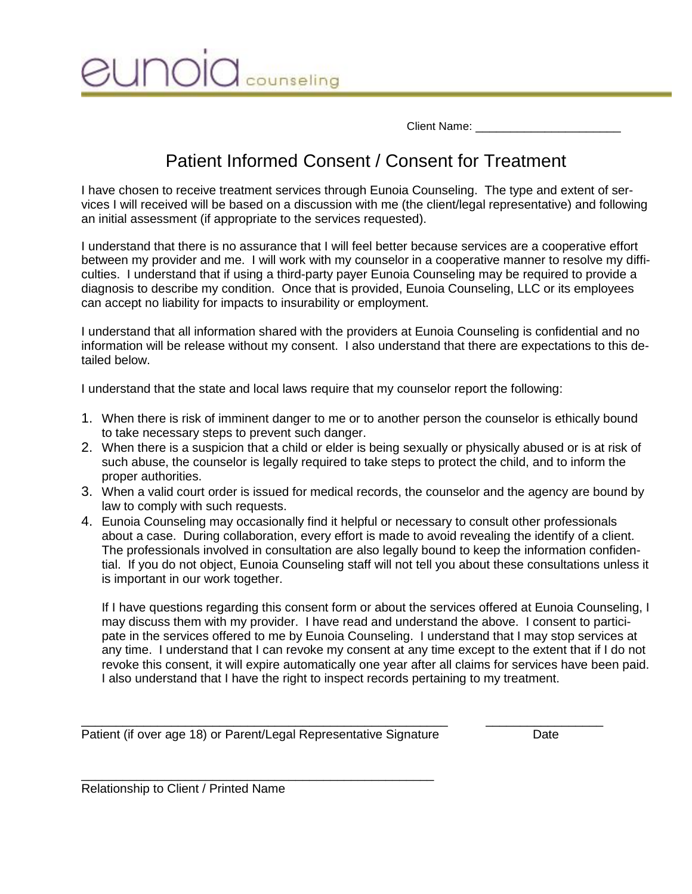eunoia counseling

Client Name: ______________________

# Patient Informed Consent / Consent for Treatment

I have chosen to receive treatment services through Eunoia Counseling. The type and extent of services I will received will be based on a discussion with me (the client/legal representative) and following an initial assessment (if appropriate to the services requested).

I understand that there is no assurance that I will feel better because services are a cooperative effort between my provider and me. I will work with my counselor in a cooperative manner to resolve my difficulties. I understand that if using a third-party payer Eunoia Counseling may be required to provide a diagnosis to describe my condition. Once that is provided, Eunoia Counseling, LLC or its employees can accept no liability for impacts to insurability or employment.

I understand that all information shared with the providers at Eunoia Counseling is confidential and no information will be release without my consent. I also understand that there are expectations to this detailed below.

I understand that the state and local laws require that my counselor report the following:

1. When there is risk of imminent danger to me or to another person the counselor is ethically bound to take necessary steps to prevent such danger.
2. When there is a suspicion that a child or elder is being sexually or physically abused or is at risk of such abuse, the counselor is legally required to take steps to protect the child, and to inform the proper authorities.
3. When a valid court order is issued for medical records, the counselor and the agency are bound by law to comply with such requests.
4. Eunoia Counseling may occasionally find it helpful or necessary to consult other professionals about a case. During collaboration, every effort is made to avoid revealing the identify of a client. The professionals involved in consultation are also legally bound to keep the information confidential. If you do not object, Eunoia Counseling staff will not tell you about these consultations unless it is important in our work together.

   If I have questions regarding this consent form or about the services offered at Eunoia Counseling, I may discuss them with my provider. I have read and understand the above. I consent to participate in the services offered to me by Eunoia Counseling. I understand that I may stop services at any time. I understand that I can revoke my consent at any time except to the extent that if I do not revoke this consent, it will expire automatically one year after all claims for services have been paid. I also understand that I have the right to inspect records pertaining to my treatment.

_______________________________________________________ _________________
Patient (if over age 18) or Parent/Legal Representative Signature Date

_____________________________________________________
Relationship to Client / Printed Name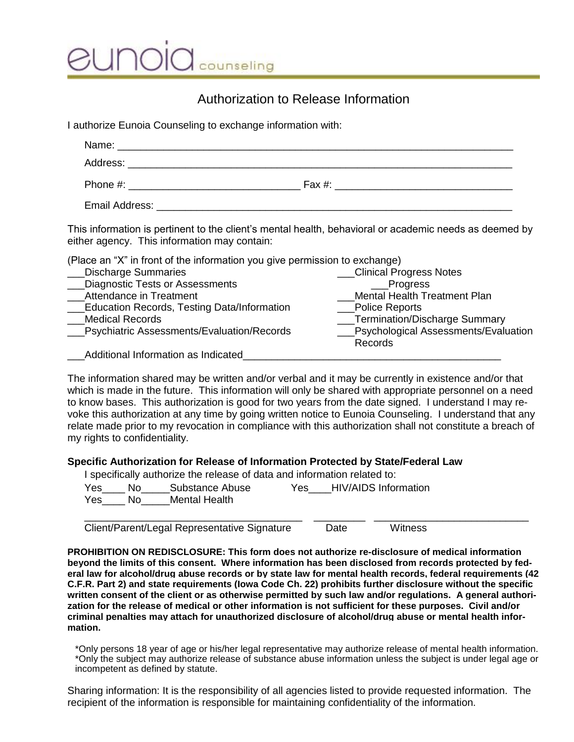eunoia counseling

# Authorization to Release Information

I authorize Eunoia Counseling to exchange information with:

Name: ______________________________________________________________________

Address: ____________________________________________________________________

Phone #: ______________________________ Fax #: ______________________________

Email Address: _______________________________________________________________

This information is pertinent to the client's mental health, behavioral or academic needs as deemed by either agency. This information may contain:

(Place an "X" in front of the information you give permission to exchange)

___Discharge Summaries

___Diagnostic Tests or Assessments

___Attendance in Treatment

___Education Records, Testing Data/Information

___Medical Records

___Psychiatric Assessments/Evaluation/Records

___Clinical Progress Notes

___Progress

___Mental Health Treatment Plan

___Police Reports

___Termination/Discharge Summary

___Psychological Assessments/Evaluation Records

___Additional Information as Indicated_____________________________________________

The information shared may be written and/or verbal and it may be currently in existence and/or that which is made in the future. This information will only be shared with appropriate personnel on a need to know bases. This authorization is good for two years from the date signed. I understand I may re-voke this authorization at any time by going written notice to Eunoia Counseling. I understand that any relate made prior to my revocation in compliance with this authorization shall not constitute a breach of my rights to confidentiality.

**Specific Authorization for Release of Information Protected by State/Federal Law**

I specifically authorize the release of data and information related to:

Yes____ No_____Substance Abuse     Yes____HIV/AIDS Information

Yes____ No_____Mental Health

_______________________________________ _________ ___________________________

Client/Parent/Legal Representative Signature     Date     Witness

**PROHIBITION ON REDISCLOSURE: This form does not authorize re-disclosure of medical information beyond the limits of this consent. Where information has been disclosed from records protected by federal law for alcohol/drug abuse records or by state law for mental health records, federal requirements (42 C.F.R. Part 2) and state requirements (Iowa Code Ch. 22) prohibits further disclosure without the specific written consent of the client or as otherwise permitted by such law and/or regulations. A general authorization for the release of medical or other information is not sufficient for these purposes. Civil and/or criminal penalties may attach for unauthorized disclosure of alcohol/drug abuse or mental health information.**

*Only persons 18 year of age or his/her legal representative may authorize release of mental health information.
*Only the subject may authorize release of substance abuse information unless the subject is under legal age or incompetent as defined by statute.

Sharing information: It is the responsibility of all agencies listed to provide requested information. The recipient of the information is responsible for maintaining confidentiality of the information.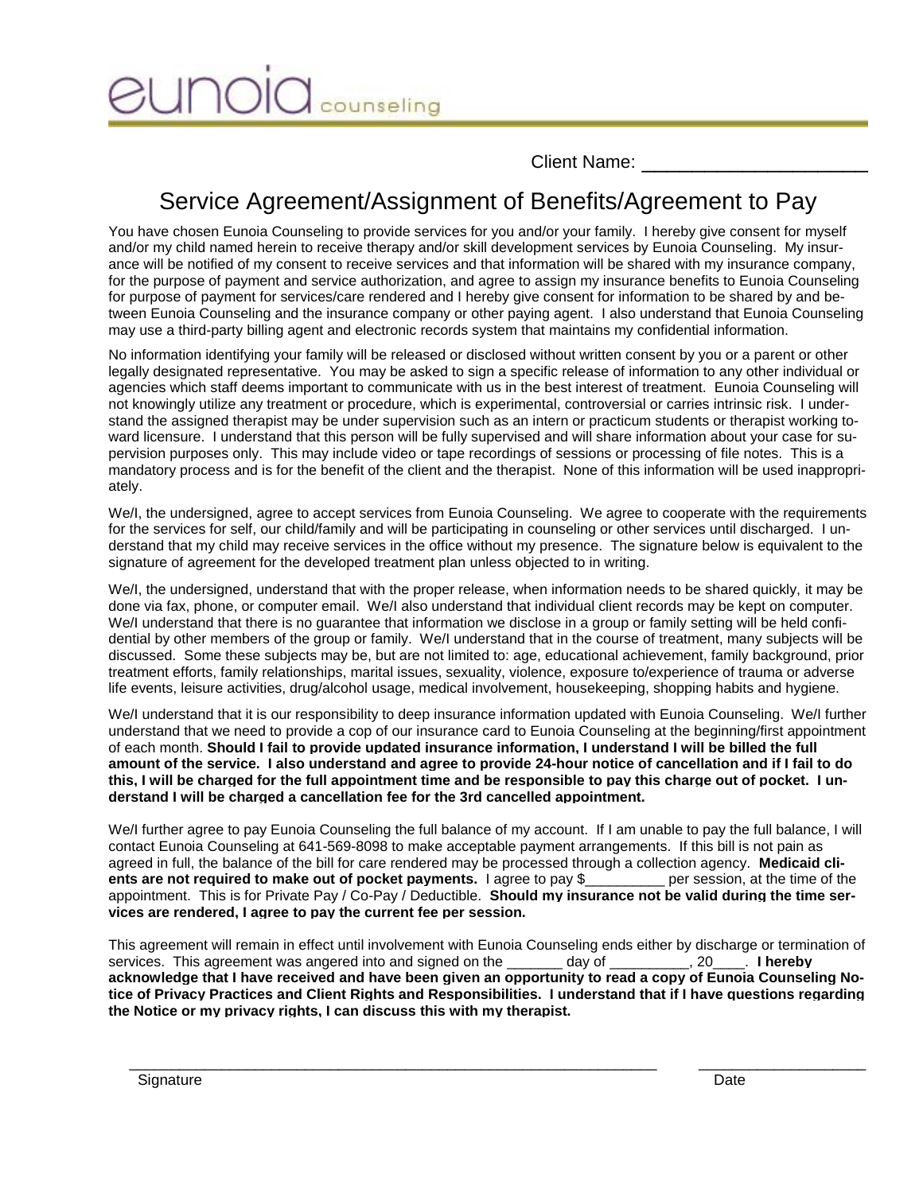eunoia counseling

Client Name: ______________________

# Service Agreement/Assignment of Benefits/Agreement to Pay

You have chosen Eunoia Counseling to provide services for you and/or your family. I hereby give consent for myself and/or my child named herein to receive therapy and/or skill development services by Eunoia Counseling. My insurance will be notified of my consent to receive services and that information will be shared with my insurance company, for the purpose of payment and service authorization, and agree to assign my insurance benefits to Eunoia Counseling for purpose of payment for services/care rendered and I hereby give consent for information to be shared by and between Eunoia Counseling and the insurance company or other paying agent. I also understand that Eunoia Counseling may use a third-party billing agent and electronic records system that maintains my confidential information.

No information identifying your family will be released or disclosed without written consent by you or a parent or other legally designated representative. You may be asked to sign a specific release of information to any other individual or agencies which staff deems important to communicate with us in the best interest of treatment. Eunoia Counseling will not knowingly utilize any treatment or procedure, which is experimental, controversial or carries intrinsic risk. I understand the assigned therapist may be under supervision such as an intern or practicum students or therapist working toward licensure. I understand that this person will be fully supervised and will share information about your case for supervision purposes only. This may include video or tape recordings of sessions or processing of file notes. This is a mandatory process and is for the benefit of the client and the therapist. None of this information will be used inappropriately.

We/I, the undersigned, agree to accept services from Eunoia Counseling. We agree to cooperate with the requirements for the services for self, our child/family and will be participating in counseling or other services until discharged. I understand that my child may receive services in the office without my presence. The signature below is equivalent to the signature of agreement for the developed treatment plan unless objected to in writing.

We/I, the undersigned, understand that with the proper release, when information needs to be shared quickly, it may be done via fax, phone, or computer email. We/I also understand that individual client records may be kept on computer. We/I understand that there is no guarantee that information we disclose in a group or family setting will be held confidential by other members of the group or family. We/I understand that in the course of treatment, many subjects will be discussed. Some these subjects may be, but are not limited to: age, educational achievement, family background, prior treatment efforts, family relationships, marital issues, sexuality, violence, exposure to/experience of trauma or adverse life events, leisure activities, drug/alcohol usage, medical involvement, housekeeping, shopping habits and hygiene.

We/I understand that it is our responsibility to deep insurance information updated with Eunoia Counseling. We/I further understand that we need to provide a cop of our insurance card to Eunoia Counseling at the beginning/first appointment of each month. **Should I fail to provide updated insurance information, I understand I will be billed the full amount of the service. I also understand and agree to provide 24-hour notice of cancellation and if I fail to do this, I will be charged for the full appointment time and be responsible to pay this charge out of pocket. I understand I will be charged a cancellation fee for the 3rd cancelled appointment.**

We/I further agree to pay Eunoia Counseling the full balance of my account. If I am unable to pay the full balance, I will contact Eunoia Counseling at 641-569-8098 to make acceptable payment arrangements. If this bill is not pain as agreed in full, the balance of the bill for care rendered may be processed through a collection agency. **Medicaid clients are not required to make out of pocket payments.** I agree to pay $__________ per session, at the time of the appointment. This is for Private Pay / Co-Pay / Deductible. **Should my insurance not be valid during the time services are rendered, I agree to pay the current fee per session.**

This agreement will remain in effect until involvement with Eunoia Counseling ends either by discharge or termination of services. This agreement was angered into and signed on the _______ day of __________, 20____. **I hereby acknowledge that I have received and have been given an opportunity to read a copy of Eunoia Counseling Notice of Privacy Practices and Client Rights and Responsibilities. I understand that if I have questions regarding the Notice or my privacy rights, I can discuss this with my therapist.**

_________________________________________________________________ ____________________

Signature Date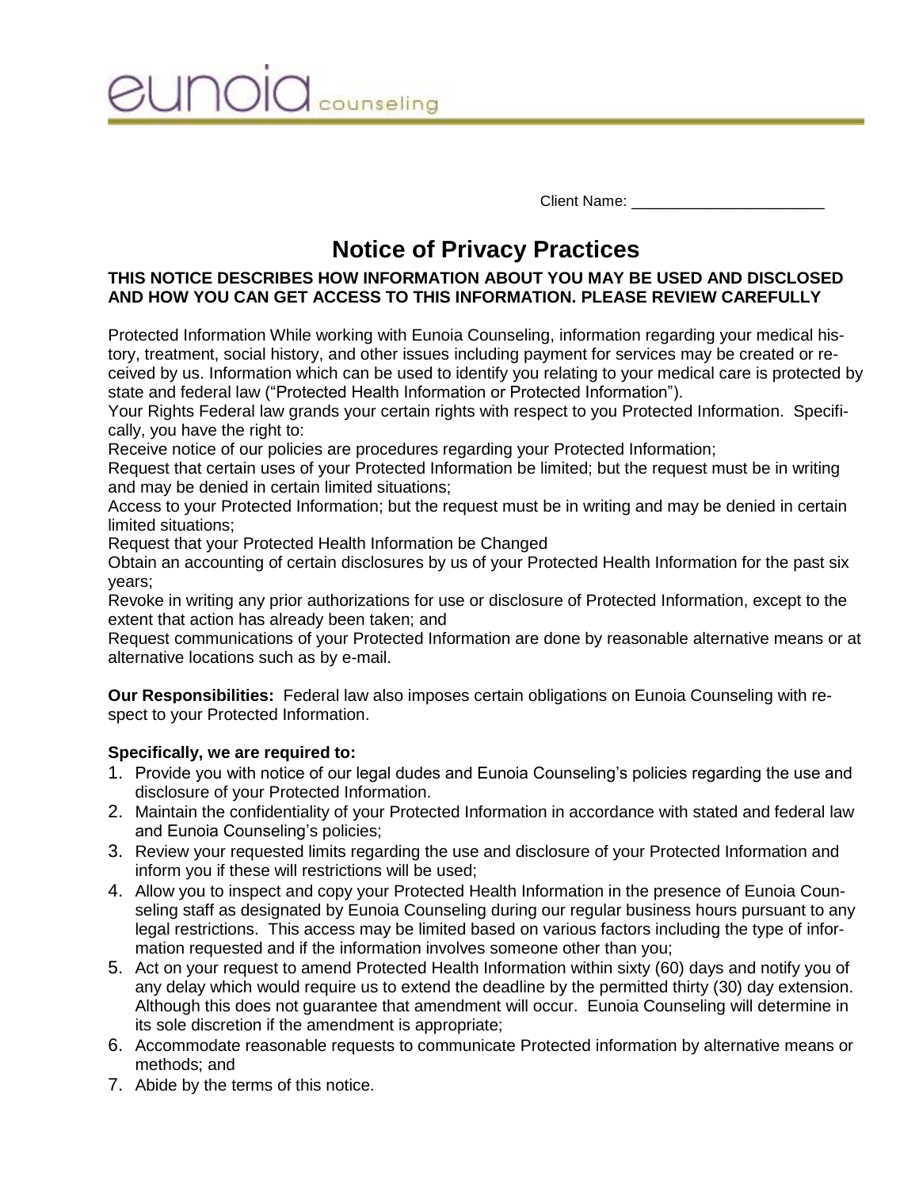eunoia counseling

Client Name: ______________________

# Notice of Privacy Practices

**THIS NOTICE DESCRIBES HOW INFORMATION ABOUT YOU MAY BE USED AND DISCLOSED AND HOW YOU CAN GET ACCESS TO THIS INFORMATION. PLEASE REVIEW CAREFULLY**

Protected Information While working with Eunoia Counseling, information regarding your medical history, treatment, social history, and other issues including payment for services may be created or received by us. Information which can be used to identify you relating to your medical care is protected by state and federal law ("Protected Health Information or Protected Information").

Your Rights Federal law grands your certain rights with respect to you Protected Information. Specifically, you have the right to:

Receive notice of our policies are procedures regarding your Protected Information;

Request that certain uses of your Protected Information be limited; but the request must be in writing and may be denied in certain limited situations;

Access to your Protected Information; but the request must be in writing and may be denied in certain limited situations;

Request that your Protected Health Information be Changed

Obtain an accounting of certain disclosures by us of your Protected Health Information for the past six years;

Revoke in writing any prior authorizations for use or disclosure of Protected Information, except to the extent that action has already been taken; and

Request communications of your Protected Information are done by reasonable alternative means or at alternative locations such as by e-mail.

**Our Responsibilities:** Federal law also imposes certain obligations on Eunoia Counseling with respect to your Protected Information.

**Specifically, we are required to:**

1. Provide you with notice of our legal dudes and Eunoia Counseling's policies regarding the use and disclosure of your Protected Information.
2. Maintain the confidentiality of your Protected Information in accordance with stated and federal law and Eunoia Counseling's policies;
3. Review your requested limits regarding the use and disclosure of your Protected Information and inform you if these will restrictions will be used;
4. Allow you to inspect and copy your Protected Health Information in the presence of Eunoia Counseling staff as designated by Eunoia Counseling during our regular business hours pursuant to any legal restrictions. This access may be limited based on various factors including the type of information requested and if the information involves someone other than you;
5. Act on your request to amend Protected Health Information within sixty (60) days and notify you of any delay which would require us to extend the deadline by the permitted thirty (30) day extension. Although this does not guarantee that amendment will occur. Eunoia Counseling will determine in its sole discretion if the amendment is appropriate;
6. Accommodate reasonable requests to communicate Protected information by alternative means or methods; and
7. Abide by the terms of this notice.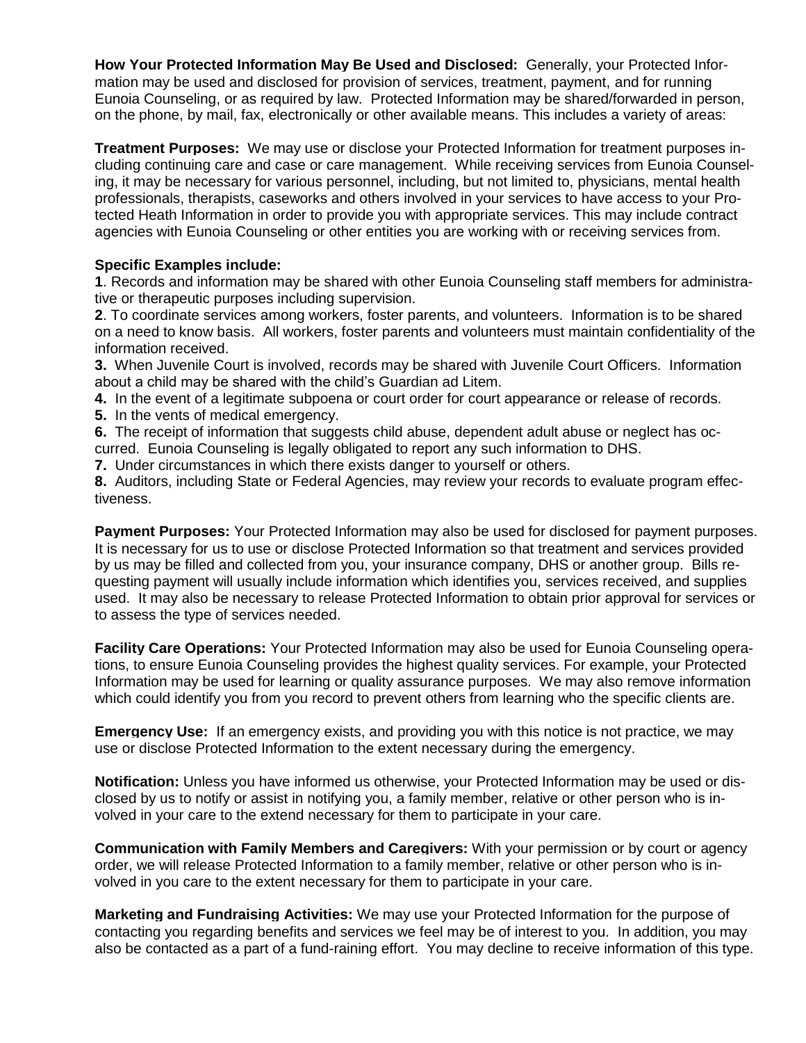**How Your Protected Information May Be Used and Disclosed:** Generally, your Protected Information may be used and disclosed for provision of services, treatment, payment, and for running Eunoia Counseling, or as required by law. Protected Information may be shared/forwarded in person, on the phone, by mail, fax, electronically or other available means. This includes a variety of areas:

**Treatment Purposes:** We may use or disclose your Protected Information for treatment purposes including continuing care and case or care management. While receiving services from Eunoia Counseling, it may be necessary for various personnel, including, but not limited to, physicians, mental health professionals, therapists, caseworks and others involved in your services to have access to your Protected Heath Information in order to provide you with appropriate services. This may include contract agencies with Eunoia Counseling or other entities you are working with or receiving services from.

**Specific Examples include:**

**1**. Records and information may be shared with other Eunoia Counseling staff members for administrative or therapeutic purposes including supervision.

**2**. To coordinate services among workers, foster parents, and volunteers. Information is to be shared on a need to know basis. All workers, foster parents and volunteers must maintain confidentiality of the information received.

**3.** When Juvenile Court is involved, records may be shared with Juvenile Court Officers. Information about a child may be shared with the child's Guardian ad Litem.

**4.** In the event of a legitimate subpoena or court order for court appearance or release of records.

**5.** In the vents of medical emergency.

**6.** The receipt of information that suggests child abuse, dependent adult abuse or neglect has occurred. Eunoia Counseling is legally obligated to report any such information to DHS.

**7.** Under circumstances in which there exists danger to yourself or others.

**8.** Auditors, including State or Federal Agencies, may review your records to evaluate program effectiveness.

**Payment Purposes:** Your Protected Information may also be used for disclosed for payment purposes. It is necessary for us to use or disclose Protected Information so that treatment and services provided by us may be filled and collected from you, your insurance company, DHS or another group. Bills requesting payment will usually include information which identifies you, services received, and supplies used. It may also be necessary to release Protected Information to obtain prior approval for services or to assess the type of services needed.

**Facility Care Operations:** Your Protected Information may also be used for Eunoia Counseling operations, to ensure Eunoia Counseling provides the highest quality services. For example, your Protected Information may be used for learning or quality assurance purposes. We may also remove information which could identify you from you record to prevent others from learning who the specific clients are.

**Emergency Use:** If an emergency exists, and providing you with this notice is not practice, we may use or disclose Protected Information to the extent necessary during the emergency.

**Notification:** Unless you have informed us otherwise, your Protected Information may be used or disclosed by us to notify or assist in notifying you, a family member, relative or other person who is involved in your care to the extend necessary for them to participate in your care.

**Communication with Family Members and Caregivers:** With your permission or by court or agency order, we will release Protected Information to a family member, relative or other person who is involved in you care to the extent necessary for them to participate in your care.

**Marketing and Fundraising Activities:** We may use your Protected Information for the purpose of contacting you regarding benefits and services we feel may be of interest to you. In addition, you may also be contacted as a part of a fund-raining effort. You may decline to receive information of this type.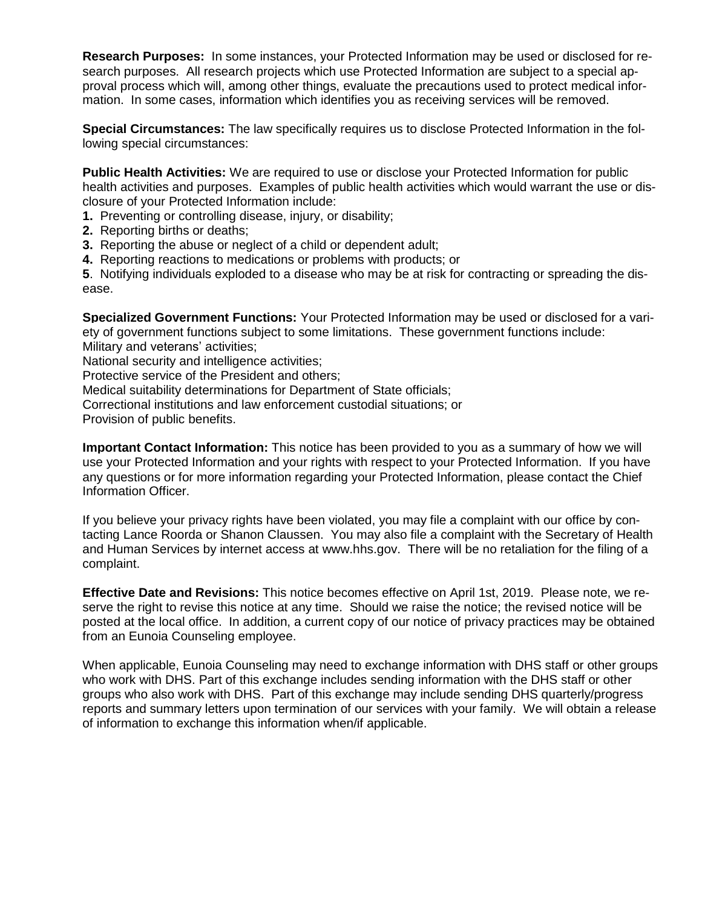**Research Purposes:** In some instances, your Protected Information may be used or disclosed for research purposes. All research projects which use Protected Information are subject to a special approval process which will, among other things, evaluate the precautions used to protect medical information. In some cases, information which identifies you as receiving services will be removed.

**Special Circumstances:** The law specifically requires us to disclose Protected Information in the following special circumstances:

**Public Health Activities:** We are required to use or disclose your Protected Information for public health activities and purposes. Examples of public health activities which would warrant the use or disclosure of your Protected Information include:

**1.** Preventing or controlling disease, injury, or disability;
**2.** Reporting births or deaths;
**3.** Reporting the abuse or neglect of a child or dependent adult;
**4.** Reporting reactions to medications or problems with products; or
**5**. Notifying individuals exploded to a disease who may be at risk for contracting or spreading the disease.

**Specialized Government Functions:** Your Protected Information may be used or disclosed for a variety of government functions subject to some limitations. These government functions include:
Military and veterans' activities;
National security and intelligence activities;
Protective service of the President and others;
Medical suitability determinations for Department of State officials;
Correctional institutions and law enforcement custodial situations; or
Provision of public benefits.

**Important Contact Information:** This notice has been provided to you as a summary of how we will use your Protected Information and your rights with respect to your Protected Information. If you have any questions or for more information regarding your Protected Information, please contact the Chief Information Officer.

If you believe your privacy rights have been violated, you may file a complaint with our office by contacting Lance Roorda or Shanon Claussen. You may also file a complaint with the Secretary of Health and Human Services by internet access at www.hhs.gov. There will be no retaliation for the filing of a complaint.

**Effective Date and Revisions:** This notice becomes effective on April 1st, 2019. Please note, we reserve the right to revise this notice at any time. Should we raise the notice; the revised notice will be posted at the local office. In addition, a current copy of our notice of privacy practices may be obtained from an Eunoia Counseling employee.

When applicable, Eunoia Counseling may need to exchange information with DHS staff or other groups who work with DHS. Part of this exchange includes sending information with the DHS staff or other groups who also work with DHS. Part of this exchange may include sending DHS quarterly/progress reports and summary letters upon termination of our services with your family. We will obtain a release of information to exchange this information when/if applicable.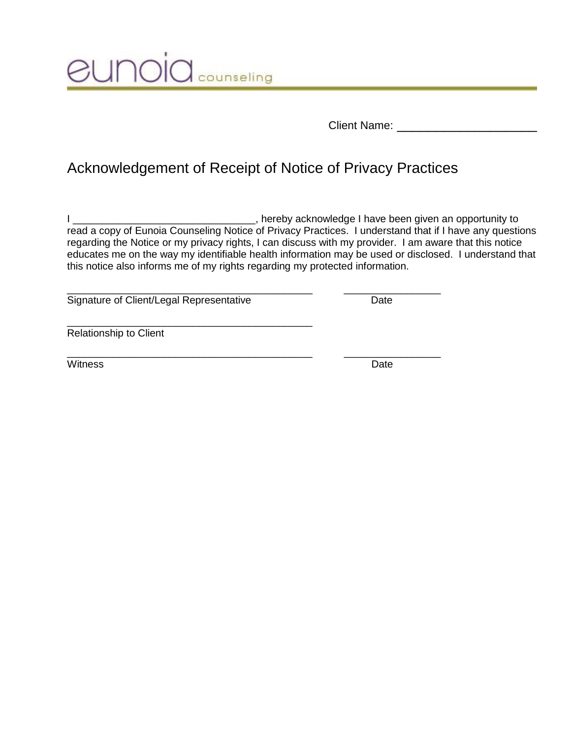eunoia counseling

Client Name: ______________________

# Acknowledgement of Receipt of Notice of Privacy Practices

I ________________________________, hereby acknowledge I have been given an opportunity to read a copy of Eunoia Counseling Notice of Privacy Practices. I understand that if I have any questions regarding the Notice or my privacy rights, I can discuss with my provider. I am aware that this notice educates me on the way my identifiable health information may be used or disclosed. I understand that this notice also informs me of my rights regarding my protected information.

____________________________________________ _________________
Signature of Client/Legal Representative Date

____________________________________________
Relationship to Client

____________________________________________ _________________
Witness Date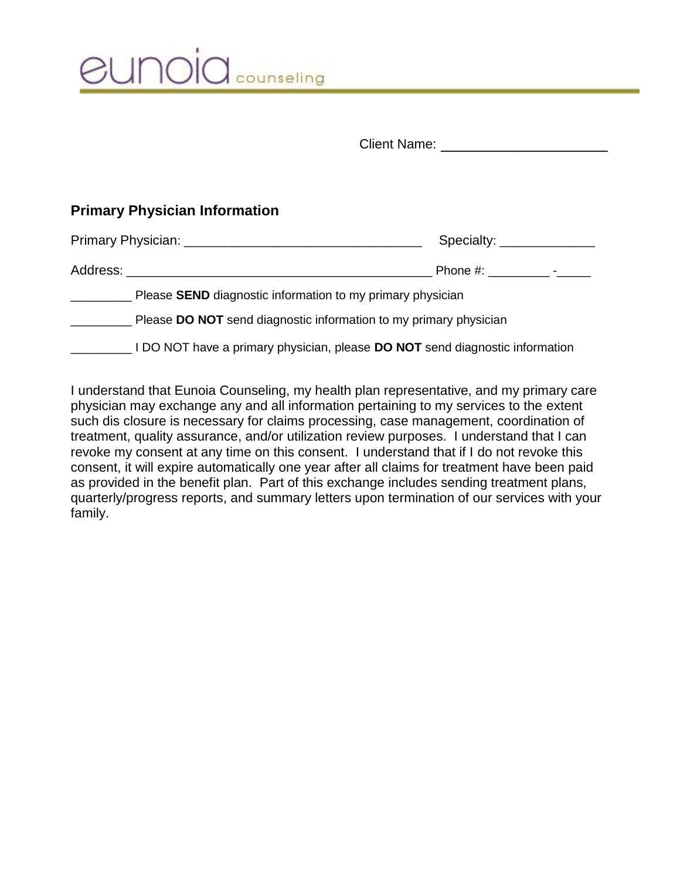eunoia counseling

Client Name: ______________________

**Primary Physician Information**

Primary Physician: ________________________________ Specialty: _____________

Address: __________________________________________ Phone #: _________ -_____

_________ Please **SEND** diagnostic information to my primary physician

_________ Please **DO NOT** send diagnostic information to my primary physician

_________ I DO NOT have a primary physician, please **DO NOT** send diagnostic information

I understand that Eunoia Counseling, my health plan representative, and my primary care physician may exchange any and all information pertaining to my services to the extent such dis closure is necessary for claims processing, case management, coordination of treatment, quality assurance, and/or utilization review purposes. I understand that I can revoke my consent at any time on this consent. I understand that if I do not revoke this consent, it will expire automatically one year after all claims for treatment have been paid as provided in the benefit plan. Part of this exchange includes sending treatment plans, quarterly/progress reports, and summary letters upon termination of our services with your family.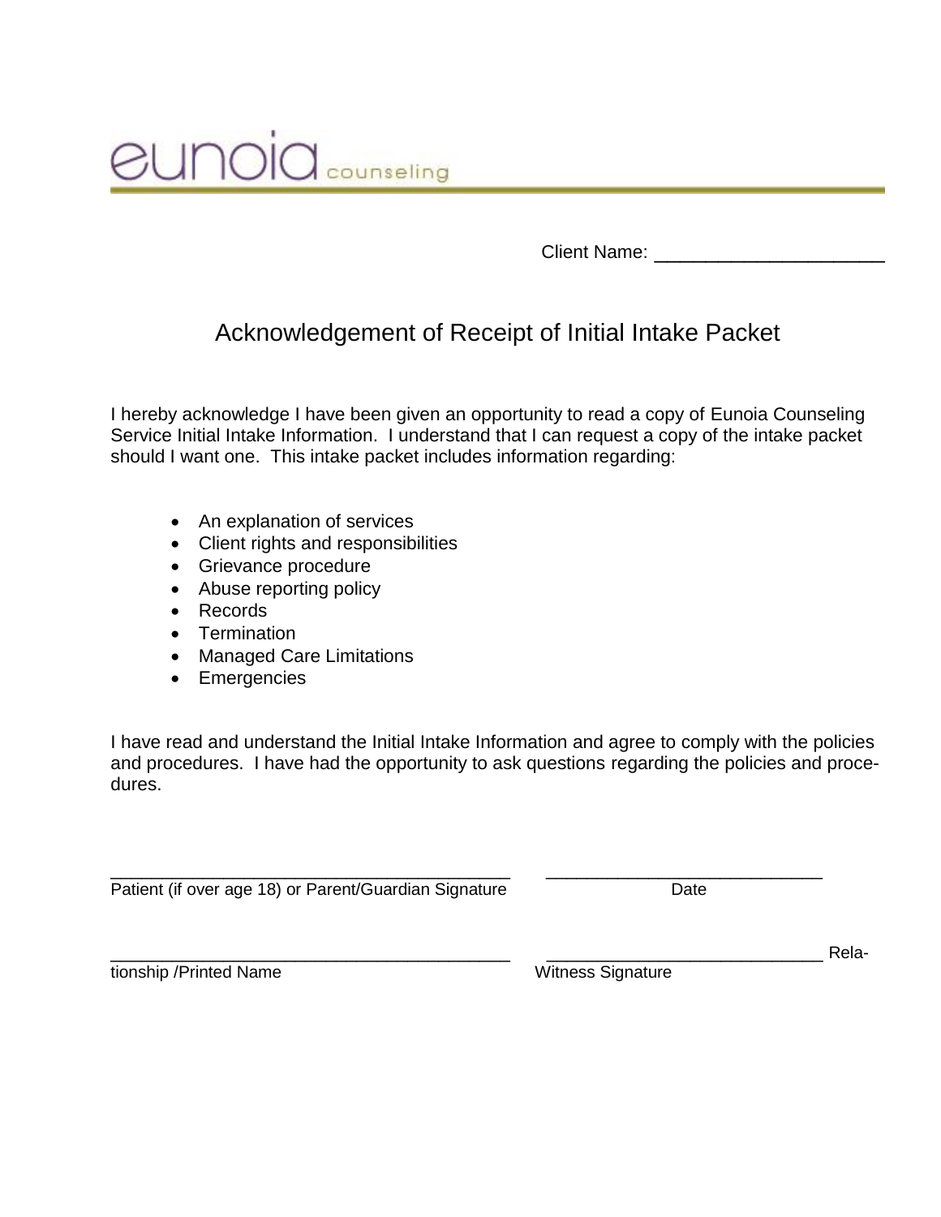eunoia counseling

Client Name: ______________________

# Acknowledgement of Receipt of Initial Intake Packet

I hereby acknowledge I have been given an opportunity to read a copy of Eunoia Counseling Service Initial Intake Information. I understand that I can request a copy of the intake packet should I want one. This intake packet includes information regarding:

- An explanation of services
- Client rights and responsibilities
- Grievance procedure
- Abuse reporting policy
- Records
- Termination
- Managed Care Limitations
- Emergencies

I have read and understand the Initial Intake Information and agree to comply with the policies and procedures. I have had the opportunity to ask questions regarding the policies and procedures.

___________________________________________ ______________________________
Patient (if over age 18) or Parent/Guardian Signature Date

___________________________________________ ______________________________
Relationship /Printed Name Witness Signature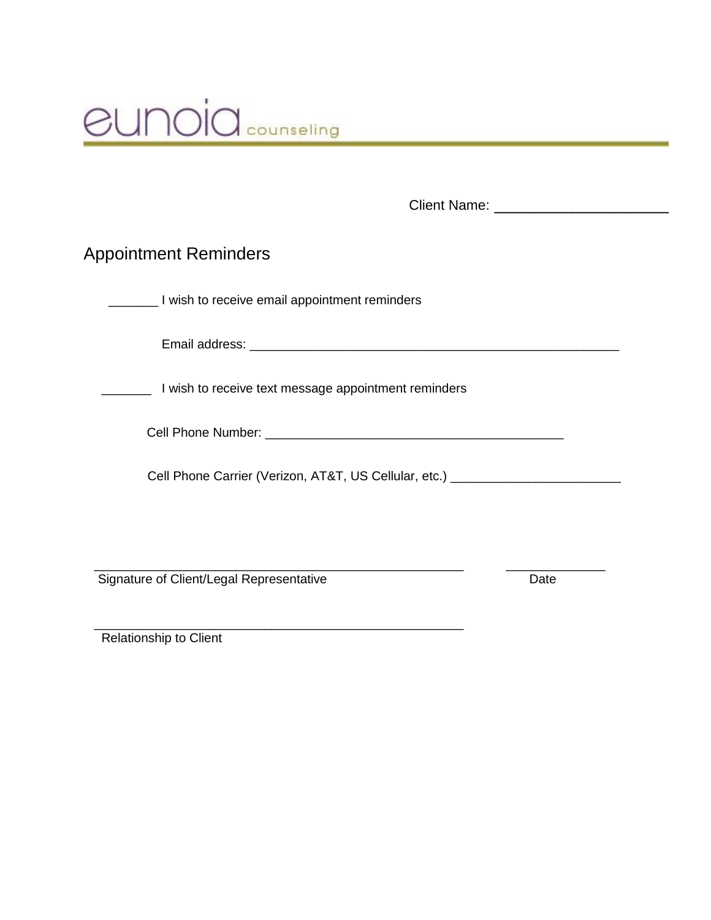eunoia counseling

Client Name: ____________________

## Appointment Reminders

_______ I wish to receive email appointment reminders

Email address: ____________________________________________________

_______ I wish to receive text message appointment reminders

Cell Phone Number: ________________________________________

Cell Phone Carrier (Verizon, AT&T, US Cellular, etc.) ________________________

____________________________________________________ ______________

Signature of Client/Legal Representative Date

____________________________________________________

Relationship to Client